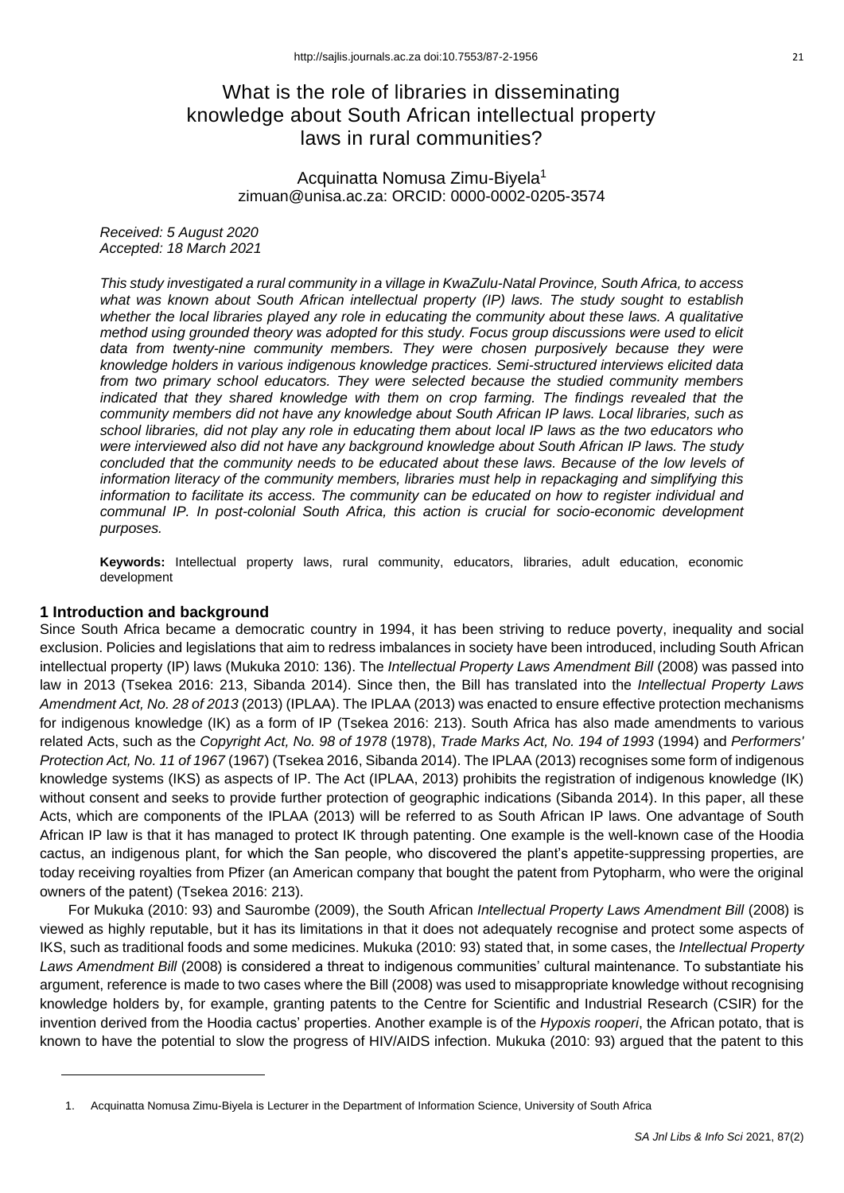# What is the role of libraries in disseminating knowledge about South African intellectual property laws in rural communities?

Acquinatta Nomusa Zimu-Biyela[1]
zimuan@unisa.ac.za: ORCID: 0000-0002-0205-3574

*Received: 5 August 2020*
*Accepted: 18 March 2021*

*This study investigated a rural community in a village in KwaZulu-Natal Province, South Africa, to access what was known about South African intellectual property (IP) laws. The study sought to establish whether the local libraries played any role in educating the community about these laws. A qualitative method using grounded theory was adopted for this study. Focus group discussions were used to elicit data from twenty-nine community members. They were chosen purposively because they were knowledge holders in various indigenous knowledge practices. Semi-structured interviews elicited data from two primary school educators. They were selected because the studied community members indicated that they shared knowledge with them on crop farming. The findings revealed that the community members did not have any knowledge about South African IP laws. Local libraries, such as school libraries, did not play any role in educating them about local IP laws as the two educators who were interviewed also did not have any background knowledge about South African IP laws. The study concluded that the community needs to be educated about these laws. Because of the low levels of information literacy of the community members, libraries must help in repackaging and simplifying this information to facilitate its access. The community can be educated on how to register individual and communal IP. In post-colonial South Africa, this action is crucial for socio-economic development purposes.*

**Keywords:** Intellectual property laws, rural community, educators, libraries, adult education, economic development

## 1 Introduction and background

Since South Africa became a democratic country in 1994, it has been striving to reduce poverty, inequality and social exclusion. Policies and legislations that aim to redress imbalances in society have been introduced, including South African intellectual property (IP) laws (Mukuka 2010: 136). The *Intellectual Property Laws Amendment Bill* (2008) was passed into law in 2013 (Tsekea 2016: 213, Sibanda 2014). Since then, the Bill has translated into the *Intellectual Property Laws Amendment Act, No. 28 of 2013* (2013) (IPLAA). The IPLAA (2013) was enacted to ensure effective protection mechanisms for indigenous knowledge (IK) as a form of IP (Tsekea 2016: 213). South Africa has also made amendments to various related Acts, such as the *Copyright Act, No. 98 of 1978* (1978), *Trade Marks Act, No. 194 of 1993* (1994) and *Performers' Protection Act, No. 11 of 1967* (1967) (Tsekea 2016, Sibanda 2014). The IPLAA (2013) recognises some form of indigenous knowledge systems (IKS) as aspects of IP. The Act (IPLAA, 2013) prohibits the registration of indigenous knowledge (IK) without consent and seeks to provide further protection of geographic indications (Sibanda 2014). In this paper, all these Acts, which are components of the IPLAA (2013) will be referred to as South African IP laws. One advantage of South African IP law is that it has managed to protect IK through patenting. One example is the well-known case of the Hoodia cactus, an indigenous plant, for which the San people, who discovered the plant's appetite-suppressing properties, are today receiving royalties from Pfizer (an American company that bought the patent from Pytopharm, who were the original owners of the patent) (Tsekea 2016: 213).

For Mukuka (2010: 93) and Saurombe (2009), the South African *Intellectual Property Laws Amendment Bill* (2008) is viewed as highly reputable, but it has its limitations in that it does not adequately recognise and protect some aspects of IKS, such as traditional foods and some medicines. Mukuka (2010: 93) stated that, in some cases, the *Intellectual Property Laws Amendment Bill* (2008) is considered a threat to indigenous communities' cultural maintenance. To substantiate his argument, reference is made to two cases where the Bill (2008) was used to misappropriate knowledge without recognising knowledge holders by, for example, granting patents to the Centre for Scientific and Industrial Research (CSIR) for the invention derived from the Hoodia cactus' properties. Another example is of the *Hypoxis rooperi*, the African potato, that is known to have the potential to slow the progress of HIV/AIDS infection. Mukuka (2010: 93) argued that the patent to this

1. Acquinatta Nomusa Zimu-Biyela is Lecturer in the Department of Information Science, University of South Africa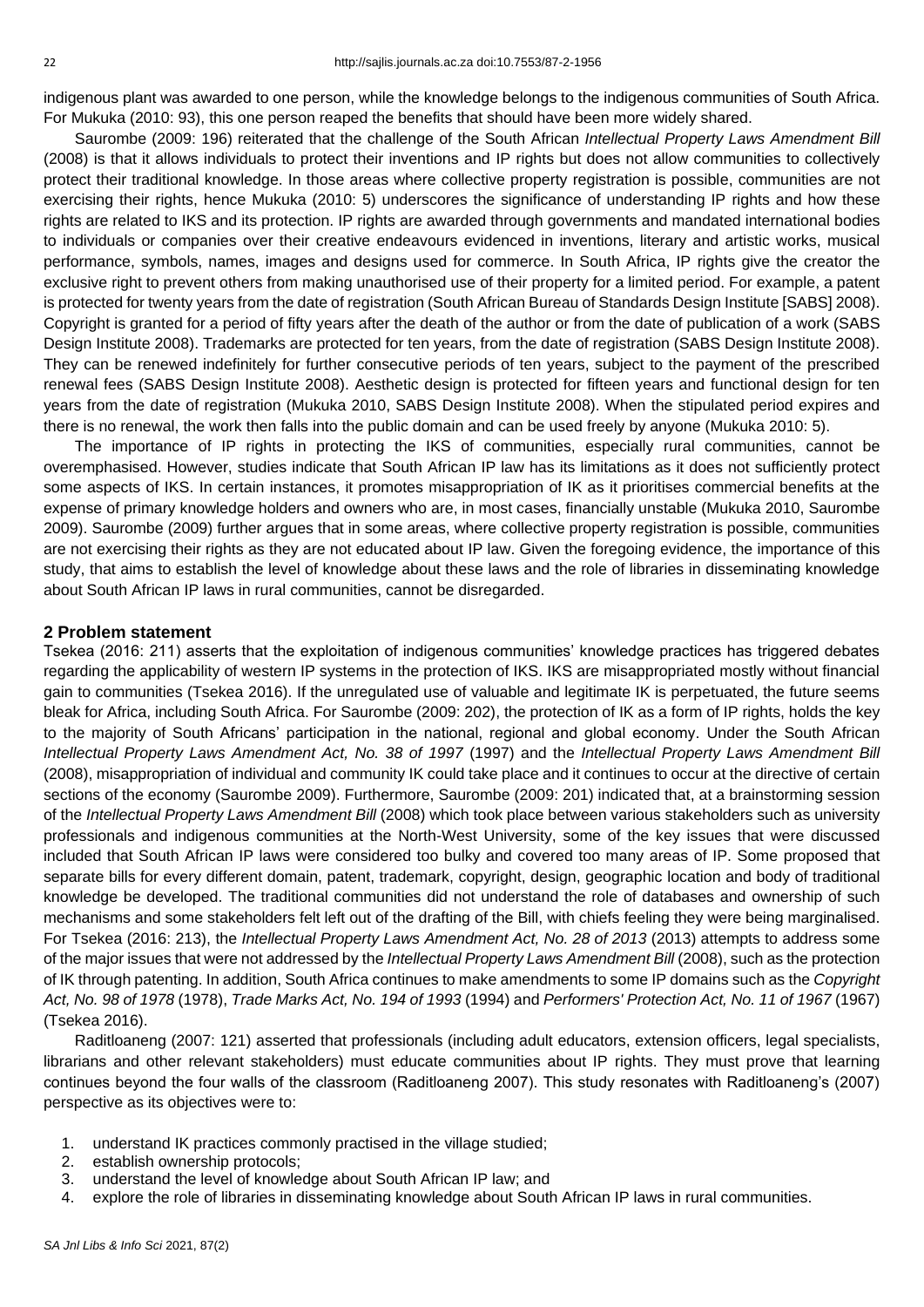indigenous plant was awarded to one person, while the knowledge belongs to the indigenous communities of South Africa. For Mukuka (2010: 93), this one person reaped the benefits that should have been more widely shared.

Saurombe (2009: 196) reiterated that the challenge of the South African *Intellectual Property Laws Amendment Bill* (2008) is that it allows individuals to protect their inventions and IP rights but does not allow communities to collectively protect their traditional knowledge. In those areas where collective property registration is possible, communities are not exercising their rights, hence Mukuka (2010: 5) underscores the significance of understanding IP rights and how these rights are related to IKS and its protection. IP rights are awarded through governments and mandated international bodies to individuals or companies over their creative endeavours evidenced in inventions, literary and artistic works, musical performance, symbols, names, images and designs used for commerce. In South Africa, IP rights give the creator the exclusive right to prevent others from making unauthorised use of their property for a limited period. For example, a patent is protected for twenty years from the date of registration (South African Bureau of Standards Design Institute [SABS] 2008). Copyright is granted for a period of fifty years after the death of the author or from the date of publication of a work (SABS Design Institute 2008). Trademarks are protected for ten years, from the date of registration (SABS Design Institute 2008). They can be renewed indefinitely for further consecutive periods of ten years, subject to the payment of the prescribed renewal fees (SABS Design Institute 2008). Aesthetic design is protected for fifteen years and functional design for ten years from the date of registration (Mukuka 2010, SABS Design Institute 2008). When the stipulated period expires and there is no renewal, the work then falls into the public domain and can be used freely by anyone (Mukuka 2010: 5).

The importance of IP rights in protecting the IKS of communities, especially rural communities, cannot be overemphasised. However, studies indicate that South African IP law has its limitations as it does not sufficiently protect some aspects of IKS. In certain instances, it promotes misappropriation of IK as it prioritises commercial benefits at the expense of primary knowledge holders and owners who are, in most cases, financially unstable (Mukuka 2010, Saurombe 2009). Saurombe (2009) further argues that in some areas, where collective property registration is possible, communities are not exercising their rights as they are not educated about IP law. Given the foregoing evidence, the importance of this study, that aims to establish the level of knowledge about these laws and the role of libraries in disseminating knowledge about South African IP laws in rural communities, cannot be disregarded.

## 2 Problem statement

Tsekea (2016: 211) asserts that the exploitation of indigenous communities' knowledge practices has triggered debates regarding the applicability of western IP systems in the protection of IKS. IKS are misappropriated mostly without financial gain to communities (Tsekea 2016). If the unregulated use of valuable and legitimate IK is perpetuated, the future seems bleak for Africa, including South Africa. For Saurombe (2009: 202), the protection of IK as a form of IP rights, holds the key to the majority of South Africans' participation in the national, regional and global economy. Under the South African *Intellectual Property Laws Amendment Act, No. 38 of 1997* (1997) and the *Intellectual Property Laws Amendment Bill* (2008), misappropriation of individual and community IK could take place and it continues to occur at the directive of certain sections of the economy (Saurombe 2009). Furthermore, Saurombe (2009: 201) indicated that, at a brainstorming session of the *Intellectual Property Laws Amendment Bill* (2008) which took place between various stakeholders such as university professionals and indigenous communities at the North-West University, some of the key issues that were discussed included that South African IP laws were considered too bulky and covered too many areas of IP. Some proposed that separate bills for every different domain, patent, trademark, copyright, design, geographic location and body of traditional knowledge be developed. The traditional communities did not understand the role of databases and ownership of such mechanisms and some stakeholders felt left out of the drafting of the Bill, with chiefs feeling they were being marginalised. For Tsekea (2016: 213), the *Intellectual Property Laws Amendment Act, No. 28 of 2013* (2013) attempts to address some of the major issues that were not addressed by the *Intellectual Property Laws Amendment Bill* (2008), such as the protection of IK through patenting. In addition, South Africa continues to make amendments to some IP domains such as the *Copyright Act, No. 98 of 1978* (1978), *Trade Marks Act, No. 194 of 1993* (1994) and *Performers' Protection Act, No. 11 of 1967* (1967) (Tsekea 2016).

Raditloaneng (2007: 121) asserted that professionals (including adult educators, extension officers, legal specialists, librarians and other relevant stakeholders) must educate communities about IP rights. They must prove that learning continues beyond the four walls of the classroom (Raditloaneng 2007). This study resonates with Raditloaneng's (2007) perspective as its objectives were to:

1. understand IK practices commonly practised in the village studied;
2. establish ownership protocols;
3. understand the level of knowledge about South African IP law; and
4. explore the role of libraries in disseminating knowledge about South African IP laws in rural communities.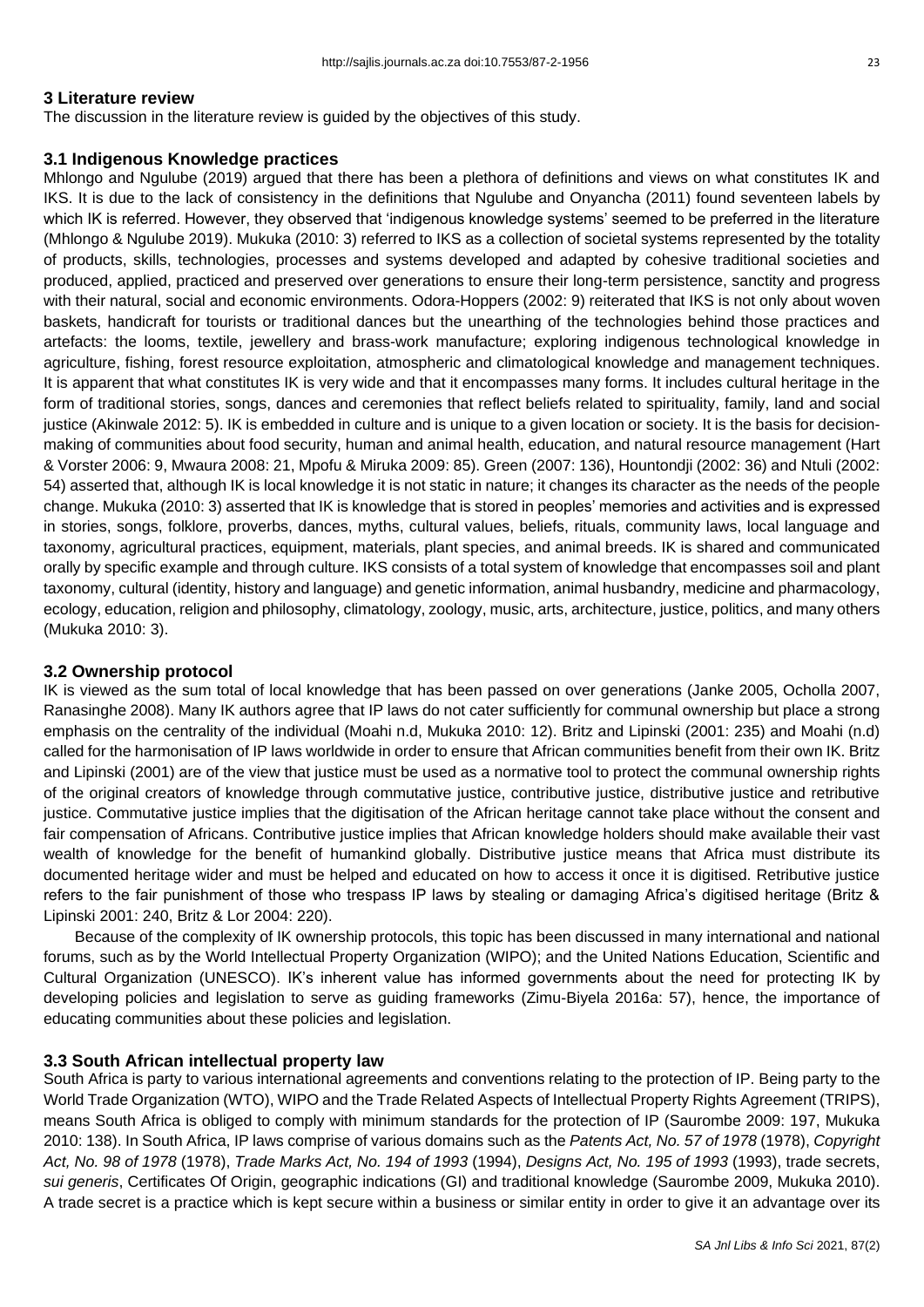## 3 Literature review

The discussion in the literature review is guided by the objectives of this study.

### 3.1 Indigenous Knowledge practices

Mhlongo and Ngulube (2019) argued that there has been a plethora of definitions and views on what constitutes IK and IKS. It is due to the lack of consistency in the definitions that Ngulube and Onyancha (2011) found seventeen labels by which IK is referred. However, they observed that 'indigenous knowledge systems' seemed to be preferred in the literature (Mhlongo & Ngulube 2019). Mukuka (2010: 3) referred to IKS as a collection of societal systems represented by the totality of products, skills, technologies, processes and systems developed and adapted by cohesive traditional societies and produced, applied, practiced and preserved over generations to ensure their long-term persistence, sanctity and progress with their natural, social and economic environments. Odora-Hoppers (2002: 9) reiterated that IKS is not only about woven baskets, handicraft for tourists or traditional dances but the unearthing of the technologies behind those practices and artefacts: the looms, textile, jewellery and brass-work manufacture; exploring indigenous technological knowledge in agriculture, fishing, forest resource exploitation, atmospheric and climatological knowledge and management techniques. It is apparent that what constitutes IK is very wide and that it encompasses many forms. It includes cultural heritage in the form of traditional stories, songs, dances and ceremonies that reflect beliefs related to spirituality, family, land and social justice (Akinwale 2012: 5). IK is embedded in culture and is unique to a given location or society. It is the basis for decision-making of communities about food security, human and animal health, education, and natural resource management (Hart & Vorster 2006: 9, Mwaura 2008: 21, Mpofu & Miruka 2009: 85). Green (2007: 136), Hountondji (2002: 36) and Ntuli (2002: 54) asserted that, although IK is local knowledge it is not static in nature; it changes its character as the needs of the people change. Mukuka (2010: 3) asserted that IK is knowledge that is stored in peoples' memories and activities and is expressed in stories, songs, folklore, proverbs, dances, myths, cultural values, beliefs, rituals, community laws, local language and taxonomy, agricultural practices, equipment, materials, plant species, and animal breeds. IK is shared and communicated orally by specific example and through culture. IKS consists of a total system of knowledge that encompasses soil and plant taxonomy, cultural (identity, history and language) and genetic information, animal husbandry, medicine and pharmacology, ecology, education, religion and philosophy, climatology, zoology, music, arts, architecture, justice, politics, and many others (Mukuka 2010: 3).

### 3.2 Ownership protocol

IK is viewed as the sum total of local knowledge that has been passed on over generations (Janke 2005, Ocholla 2007, Ranasinghe 2008). Many IK authors agree that IP laws do not cater sufficiently for communal ownership but place a strong emphasis on the centrality of the individual (Moahi n.d, Mukuka 2010: 12). Britz and Lipinski (2001: 235) and Moahi (n.d) called for the harmonisation of IP laws worldwide in order to ensure that African communities benefit from their own IK. Britz and Lipinski (2001) are of the view that justice must be used as a normative tool to protect the communal ownership rights of the original creators of knowledge through commutative justice, contributive justice, distributive justice and retributive justice. Commutative justice implies that the digitisation of the African heritage cannot take place without the consent and fair compensation of Africans. Contributive justice implies that African knowledge holders should make available their vast wealth of knowledge for the benefit of humankind globally. Distributive justice means that Africa must distribute its documented heritage wider and must be helped and educated on how to access it once it is digitised. Retributive justice refers to the fair punishment of those who trespass IP laws by stealing or damaging Africa's digitised heritage (Britz & Lipinski 2001: 240, Britz & Lor 2004: 220).

Because of the complexity of IK ownership protocols, this topic has been discussed in many international and national forums, such as by the World Intellectual Property Organization (WIPO); and the United Nations Education, Scientific and Cultural Organization (UNESCO). IK's inherent value has informed governments about the need for protecting IK by developing policies and legislation to serve as guiding frameworks (Zimu-Biyela 2016a: 57), hence, the importance of educating communities about these policies and legislation.

### 3.3 South African intellectual property law

South Africa is party to various international agreements and conventions relating to the protection of IP. Being party to the World Trade Organization (WTO), WIPO and the Trade Related Aspects of Intellectual Property Rights Agreement (TRIPS), means South Africa is obliged to comply with minimum standards for the protection of IP (Saurombe 2009: 197, Mukuka 2010: 138). In South Africa, IP laws comprise of various domains such as the *Patents Act, No. 57 of 1978* (1978), *Copyright Act, No. 98 of 1978* (1978), *Trade Marks Act, No. 194 of 1993* (1994), *Designs Act, No. 195 of 1993* (1993), trade secrets, *sui generis*, Certificates Of Origin, geographic indications (GI) and traditional knowledge (Saurombe 2009, Mukuka 2010). A trade secret is a practice which is kept secure within a business or similar entity in order to give it an advantage over its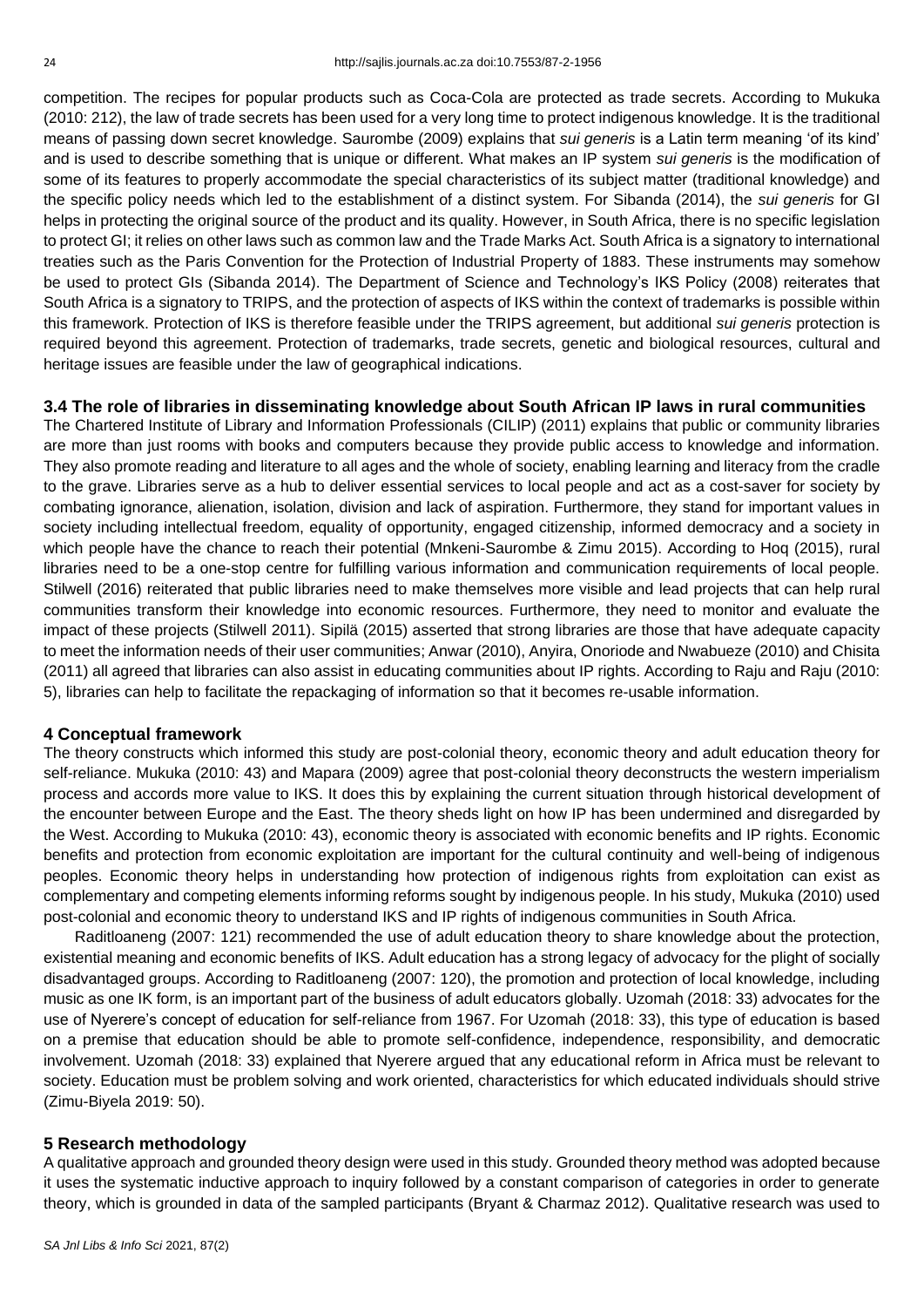competition. The recipes for popular products such as Coca-Cola are protected as trade secrets. According to Mukuka (2010: 212), the law of trade secrets has been used for a very long time to protect indigenous knowledge. It is the traditional means of passing down secret knowledge. Saurombe (2009) explains that *sui generis* is a Latin term meaning 'of its kind' and is used to describe something that is unique or different. What makes an IP system *sui generis* is the modification of some of its features to properly accommodate the special characteristics of its subject matter (traditional knowledge) and the specific policy needs which led to the establishment of a distinct system. For Sibanda (2014), the *sui generis* for GI helps in protecting the original source of the product and its quality. However, in South Africa, there is no specific legislation to protect GI; it relies on other laws such as common law and the Trade Marks Act. South Africa is a signatory to international treaties such as the Paris Convention for the Protection of Industrial Property of 1883. These instruments may somehow be used to protect GIs (Sibanda 2014). The Department of Science and Technology's IKS Policy (2008) reiterates that South Africa is a signatory to TRIPS, and the protection of aspects of IKS within the context of trademarks is possible within this framework. Protection of IKS is therefore feasible under the TRIPS agreement, but additional *sui generis* protection is required beyond this agreement. Protection of trademarks, trade secrets, genetic and biological resources, cultural and heritage issues are feasible under the law of geographical indications.

### 3.4 The role of libraries in disseminating knowledge about South African IP laws in rural communities

The Chartered Institute of Library and Information Professionals (CILIP) (2011) explains that public or community libraries are more than just rooms with books and computers because they provide public access to knowledge and information. They also promote reading and literature to all ages and the whole of society, enabling learning and literacy from the cradle to the grave. Libraries serve as a hub to deliver essential services to local people and act as a cost-saver for society by combating ignorance, alienation, isolation, division and lack of aspiration. Furthermore, they stand for important values in society including intellectual freedom, equality of opportunity, engaged citizenship, informed democracy and a society in which people have the chance to reach their potential (Mnkeni-Saurombe & Zimu 2015). According to Hoq (2015), rural libraries need to be a one-stop centre for fulfilling various information and communication requirements of local people. Stilwell (2016) reiterated that public libraries need to make themselves more visible and lead projects that can help rural communities transform their knowledge into economic resources. Furthermore, they need to monitor and evaluate the impact of these projects (Stilwell 2011). Sipilä (2015) asserted that strong libraries are those that have adequate capacity to meet the information needs of their user communities; Anwar (2010), Anyira, Onoriode and Nwabueze (2010) and Chisita (2011) all agreed that libraries can also assist in educating communities about IP rights. According to Raju and Raju (2010: 5), libraries can help to facilitate the repackaging of information so that it becomes re-usable information.

## 4 Conceptual framework

The theory constructs which informed this study are post-colonial theory, economic theory and adult education theory for self-reliance. Mukuka (2010: 43) and Mapara (2009) agree that post-colonial theory deconstructs the western imperialism process and accords more value to IKS. It does this by explaining the current situation through historical development of the encounter between Europe and the East. The theory sheds light on how IP has been undermined and disregarded by the West. According to Mukuka (2010: 43), economic theory is associated with economic benefits and IP rights. Economic benefits and protection from economic exploitation are important for the cultural continuity and well-being of indigenous peoples. Economic theory helps in understanding how protection of indigenous rights from exploitation can exist as complementary and competing elements informing reforms sought by indigenous people. In his study, Mukuka (2010) used post-colonial and economic theory to understand IKS and IP rights of indigenous communities in South Africa.

Raditloaneng (2007: 121) recommended the use of adult education theory to share knowledge about the protection, existential meaning and economic benefits of IKS. Adult education has a strong legacy of advocacy for the plight of socially disadvantaged groups. According to Raditloaneng (2007: 120), the promotion and protection of local knowledge, including music as one IK form, is an important part of the business of adult educators globally. Uzomah (2018: 33) advocates for the use of Nyerere's concept of education for self-reliance from 1967. For Uzomah (2018: 33), this type of education is based on a premise that education should be able to promote self-confidence, independence, responsibility, and democratic involvement. Uzomah (2018: 33) explained that Nyerere argued that any educational reform in Africa must be relevant to society. Education must be problem solving and work oriented, characteristics for which educated individuals should strive (Zimu-Biyela 2019: 50).

## 5 Research methodology

A qualitative approach and grounded theory design were used in this study. Grounded theory method was adopted because it uses the systematic inductive approach to inquiry followed by a constant comparison of categories in order to generate theory, which is grounded in data of the sampled participants (Bryant & Charmaz 2012). Qualitative research was used to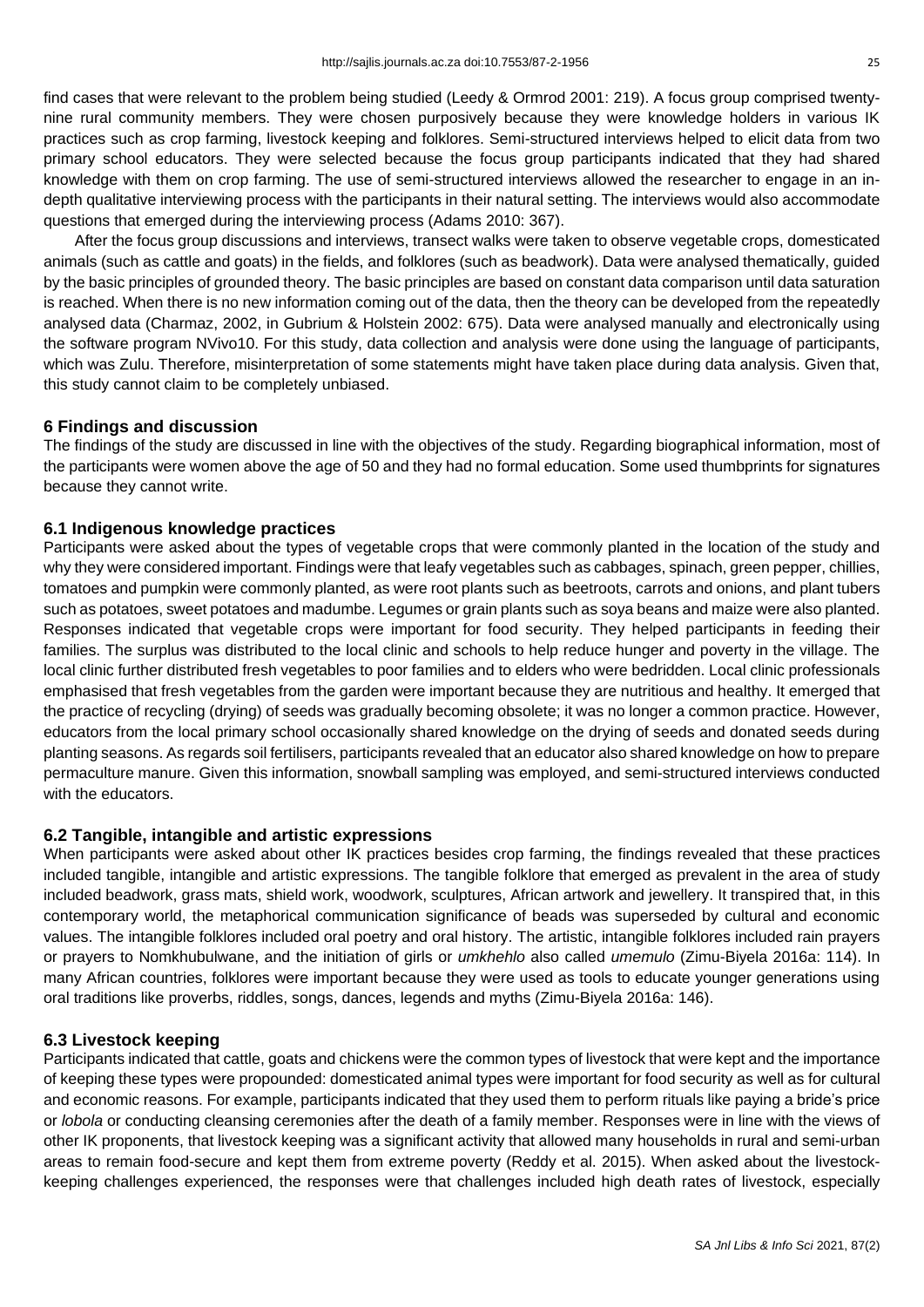find cases that were relevant to the problem being studied (Leedy & Ormrod 2001: 219). A focus group comprised twenty-nine rural community members. They were chosen purposively because they were knowledge holders in various IK practices such as crop farming, livestock keeping and folklores. Semi-structured interviews helped to elicit data from two primary school educators. They were selected because the focus group participants indicated that they had shared knowledge with them on crop farming. The use of semi-structured interviews allowed the researcher to engage in an in-depth qualitative interviewing process with the participants in their natural setting. The interviews would also accommodate questions that emerged during the interviewing process (Adams 2010: 367).

After the focus group discussions and interviews, transect walks were taken to observe vegetable crops, domesticated animals (such as cattle and goats) in the fields, and folklores (such as beadwork). Data were analysed thematically, guided by the basic principles of grounded theory. The basic principles are based on constant data comparison until data saturation is reached. When there is no new information coming out of the data, then the theory can be developed from the repeatedly analysed data (Charmaz, 2002, in Gubrium & Holstein 2002: 675). Data were analysed manually and electronically using the software program NVivo10. For this study, data collection and analysis were done using the language of participants, which was Zulu. Therefore, misinterpretation of some statements might have taken place during data analysis. Given that, this study cannot claim to be completely unbiased.

## 6 Findings and discussion

The findings of the study are discussed in line with the objectives of the study. Regarding biographical information, most of the participants were women above the age of 50 and they had no formal education. Some used thumbprints for signatures because they cannot write.

### 6.1 Indigenous knowledge practices

Participants were asked about the types of vegetable crops that were commonly planted in the location of the study and why they were considered important. Findings were that leafy vegetables such as cabbages, spinach, green pepper, chillies, tomatoes and pumpkin were commonly planted, as were root plants such as beetroots, carrots and onions, and plant tubers such as potatoes, sweet potatoes and madumbe. Legumes or grain plants such as soya beans and maize were also planted. Responses indicated that vegetable crops were important for food security. They helped participants in feeding their families. The surplus was distributed to the local clinic and schools to help reduce hunger and poverty in the village. The local clinic further distributed fresh vegetables to poor families and to elders who were bedridden. Local clinic professionals emphasised that fresh vegetables from the garden were important because they are nutritious and healthy. It emerged that the practice of recycling (drying) of seeds was gradually becoming obsolete; it was no longer a common practice. However, educators from the local primary school occasionally shared knowledge on the drying of seeds and donated seeds during planting seasons. As regards soil fertilisers, participants revealed that an educator also shared knowledge on how to prepare permaculture manure. Given this information, snowball sampling was employed, and semi-structured interviews conducted with the educators.

### 6.2 Tangible, intangible and artistic expressions

When participants were asked about other IK practices besides crop farming, the findings revealed that these practices included tangible, intangible and artistic expressions. The tangible folklore that emerged as prevalent in the area of study included beadwork, grass mats, shield work, woodwork, sculptures, African artwork and jewellery. It transpired that, in this contemporary world, the metaphorical communication significance of beads was superseded by cultural and economic values. The intangible folklores included oral poetry and oral history. The artistic, intangible folklores included rain prayers or prayers to Nomkhubulwane, and the initiation of girls or *umkhehlo* also called *umemulo* (Zimu-Biyela 2016a: 114). In many African countries, folklores were important because they were used as tools to educate younger generations using oral traditions like proverbs, riddles, songs, dances, legends and myths (Zimu-Biyela 2016a: 146).

### 6.3 Livestock keeping

Participants indicated that cattle, goats and chickens were the common types of livestock that were kept and the importance of keeping these types were propounded: domesticated animal types were important for food security as well as for cultural and economic reasons. For example, participants indicated that they used them to perform rituals like paying a bride's price or *lobola* or conducting cleansing ceremonies after the death of a family member. Responses were in line with the views of other IK proponents, that livestock keeping was a significant activity that allowed many households in rural and semi-urban areas to remain food-secure and kept them from extreme poverty (Reddy et al. 2015). When asked about the livestock-keeping challenges experienced, the responses were that challenges included high death rates of livestock, especially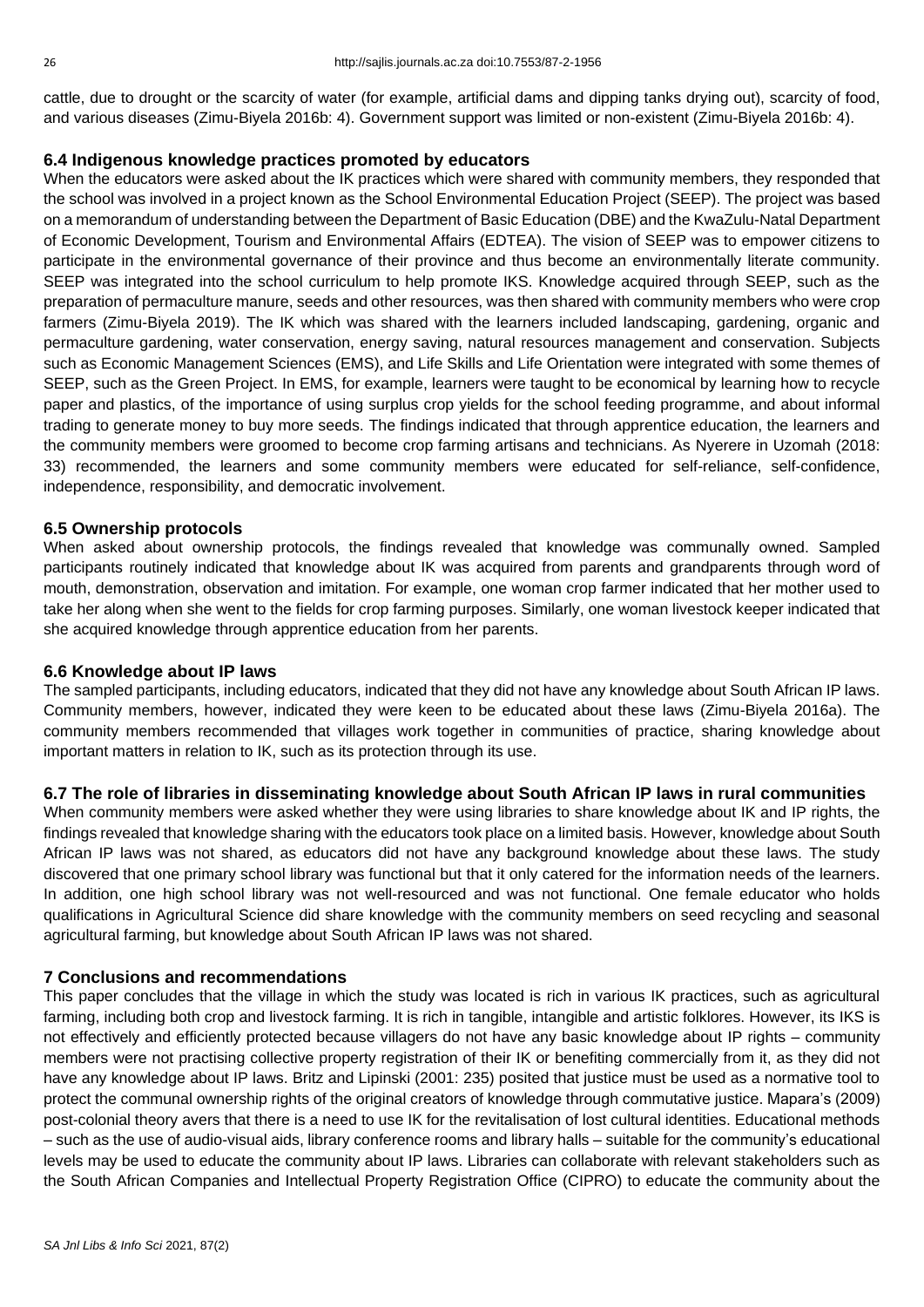cattle, due to drought or the scarcity of water (for example, artificial dams and dipping tanks drying out), scarcity of food, and various diseases (Zimu-Biyela 2016b: 4). Government support was limited or non-existent (Zimu-Biyela 2016b: 4).

### 6.4 Indigenous knowledge practices promoted by educators

When the educators were asked about the IK practices which were shared with community members, they responded that the school was involved in a project known as the School Environmental Education Project (SEEP). The project was based on a memorandum of understanding between the Department of Basic Education (DBE) and the KwaZulu-Natal Department of Economic Development, Tourism and Environmental Affairs (EDTEA). The vision of SEEP was to empower citizens to participate in the environmental governance of their province and thus become an environmentally literate community. SEEP was integrated into the school curriculum to help promote IKS. Knowledge acquired through SEEP, such as the preparation of permaculture manure, seeds and other resources, was then shared with community members who were crop farmers (Zimu-Biyela 2019). The IK which was shared with the learners included landscaping, gardening, organic and permaculture gardening, water conservation, energy saving, natural resources management and conservation. Subjects such as Economic Management Sciences (EMS), and Life Skills and Life Orientation were integrated with some themes of SEEP, such as the Green Project. In EMS, for example, learners were taught to be economical by learning how to recycle paper and plastics, of the importance of using surplus crop yields for the school feeding programme, and about informal trading to generate money to buy more seeds. The findings indicated that through apprentice education, the learners and the community members were groomed to become crop farming artisans and technicians. As Nyerere in Uzomah (2018: 33) recommended, the learners and some community members were educated for self-reliance, self-confidence, independence, responsibility, and democratic involvement.

### 6.5 Ownership protocols

When asked about ownership protocols, the findings revealed that knowledge was communally owned. Sampled participants routinely indicated that knowledge about IK was acquired from parents and grandparents through word of mouth, demonstration, observation and imitation. For example, one woman crop farmer indicated that her mother used to take her along when she went to the fields for crop farming purposes. Similarly, one woman livestock keeper indicated that she acquired knowledge through apprentice education from her parents.

### 6.6 Knowledge about IP laws

The sampled participants, including educators, indicated that they did not have any knowledge about South African IP laws. Community members, however, indicated they were keen to be educated about these laws (Zimu-Biyela 2016a). The community members recommended that villages work together in communities of practice, sharing knowledge about important matters in relation to IK, such as its protection through its use.

### 6.7 The role of libraries in disseminating knowledge about South African IP laws in rural communities

When community members were asked whether they were using libraries to share knowledge about IK and IP rights, the findings revealed that knowledge sharing with the educators took place on a limited basis. However, knowledge about South African IP laws was not shared, as educators did not have any background knowledge about these laws. The study discovered that one primary school library was functional but that it only catered for the information needs of the learners. In addition, one high school library was not well-resourced and was not functional. One female educator who holds qualifications in Agricultural Science did share knowledge with the community members on seed recycling and seasonal agricultural farming, but knowledge about South African IP laws was not shared.

## 7 Conclusions and recommendations

This paper concludes that the village in which the study was located is rich in various IK practices, such as agricultural farming, including both crop and livestock farming. It is rich in tangible, intangible and artistic folklores. However, its IKS is not effectively and efficiently protected because villagers do not have any basic knowledge about IP rights – community members were not practising collective property registration of their IK or benefiting commercially from it, as they did not have any knowledge about IP laws. Britz and Lipinski (2001: 235) posited that justice must be used as a normative tool to protect the communal ownership rights of the original creators of knowledge through commutative justice. Mapara's (2009) post-colonial theory avers that there is a need to use IK for the revitalisation of lost cultural identities. Educational methods – such as the use of audio-visual aids, library conference rooms and library halls – suitable for the community's educational levels may be used to educate the community about IP laws. Libraries can collaborate with relevant stakeholders such as the South African Companies and Intellectual Property Registration Office (CIPRO) to educate the community about the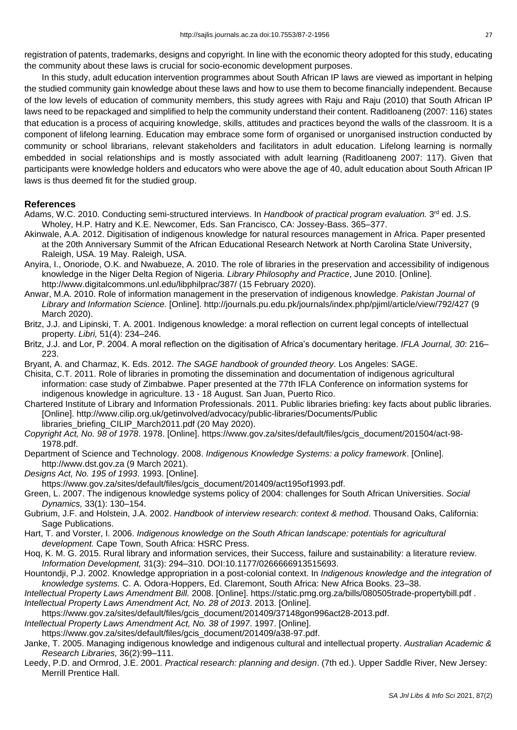registration of patents, trademarks, designs and copyright. In line with the economic theory adopted for this study, educating the community about these laws is crucial for socio-economic development purposes.

In this study, adult education intervention programmes about South African IP laws are viewed as important in helping the studied community gain knowledge about these laws and how to use them to become financially independent. Because of the low levels of education of community members, this study agrees with Raju and Raju (2010) that South African IP laws need to be repackaged and simplified to help the community understand their content. Raditloaneng (2007: 116) states that education is a process of acquiring knowledge, skills, attitudes and practices beyond the walls of the classroom. It is a component of lifelong learning. Education may embrace some form of organised or unorganised instruction conducted by community or school librarians, relevant stakeholders and facilitators in adult education. Lifelong learning is normally embedded in social relationships and is mostly associated with adult learning (Raditloaneng 2007: 117). Given that participants were knowledge holders and educators who were above the age of 40, adult education about South African IP laws is thus deemed fit for the studied group.

## References

Adams, W.C. 2010. Conducting semi-structured interviews. In *Handbook of practical program evaluation.* 3rd ed. J.S. Wholey, H.P. Hatry and K.E. Newcomer, Eds. San Francisco, CA: Jossey-Bass. 365–377.

Akinwale, A.A. 2012. Digitisation of indigenous knowledge for natural resources management in Africa. Paper presented at the 20th Anniversary Summit of the African Educational Research Network at North Carolina State University, Raleigh, USA. 19 May. Raleigh, USA.

Anyira, I., Onoriode, O.K. and Nwabueze, A. 2010. The role of libraries in the preservation and accessibility of indigenous knowledge in the Niger Delta Region of Nigeria. *Library Philosophy and Practice*, June 2010. [Online]. http://www.digitalcommons.unl.edu/libphilprac/387/ (15 February 2020).

Anwar, M.A. 2010. Role of information management in the preservation of indigenous knowledge. *Pakistan Journal of Library and Information Science.* [Online]. http://journals.pu.edu.pk/journals/index.php/pjiml/article/view/792/427 (9 March 2020).

Britz, J.J. and Lipinski, T. A. 2001. Indigenous knowledge: a moral reflection on current legal concepts of intellectual property. *Libri,* 51(4): 234–246.

Britz, J.J. and Lor, P. 2004. A moral reflection on the digitisation of Africa's documentary heritage. *IFLA Journal, 30*: 216–223.

Bryant, A. and Charmaz, K. Eds. 2012. *The SAGE handbook of grounded theory*. Los Angeles: SAGE.

Chisita, C.T. 2011. Role of libraries in promoting the dissemination and documentation of indigenous agricultural information: case study of Zimbabwe. Paper presented at the 77th IFLA Conference on information systems for indigenous knowledge in agriculture. 13 - 18 August. San Juan, Puerto Rico.

Chartered Institute of Library and Information Professionals. 2011. Public libraries briefing: key facts about public libraries. [Online]. http://www.cilip.org.uk/getinvolved/advocacy/public-libraries/Documents/Public libraries_briefing_CILIP_March2011.pdf (20 May 2020).

*Copyright Act, No. 98 of 1978*. 1978. [Online]. https://www.gov.za/sites/default/files/gcis_document/201504/act-98-1978.pdf.

Department of Science and Technology. 2008. *Indigenous Knowledge Systems: a policy framework*. [Online]. http://www.dst.gov.za (9 March 2021).

*Designs Act, No. 195 of 1993*. 1993. [Online]. https://www.gov.za/sites/default/files/gcis_document/201409/act195of1993.pdf.

Green, L. 2007. The indigenous knowledge systems policy of 2004: challenges for South African Universities. *Social Dynamics,* 33(1): 130–154.

Gubrium, J.F. and Holstein, J.A. 2002. *Handbook of interview research: context & method*. Thousand Oaks, California: Sage Publications.

Hart, T. and Vorster, I. 2006. *Indigenous knowledge on the South African landscape: potentials for agricultural development.* Cape Town, South Africa: HSRC Press.

Hoq, K. M. G. 2015. Rural library and information services, their Success, failure and sustainability: a literature review. *Information Development,* 31(3): 294–310. DOI:10.1177/0266666913515693.

Hountondji, P.J. 2002. Knowledge appropriation in a post-colonial context. In *Indigenous knowledge and the integration of knowledge systems.* C. A. Odora-Hoppers, Ed. Claremont, South Africa: New Africa Books. 23–38.

*Intellectual Property Laws Amendment Bill.* 2008. [Online]. https://static.pmg.org.za/bills/080505trade-propertybill.pdf .

*Intellectual Property Laws Amendment Act, No. 28 of 2013*. 2013. [Online]. https://www.gov.za/sites/default/files/gcis_document/201409/37148gon996act28-2013.pdf.

*Intellectual Property Laws Amendment Act, No. 38 of 1997*. 1997. [Online]. https://www.gov.za/sites/default/files/gcis_document/201409/a38-97.pdf.

Janke, T. 2005. Managing indigenous knowledge and indigenous cultural and intellectual property. *Australian Academic & Research Libraries,* 36(2):99–111.

Leedy, P.D. and Ormrod, J.E. 2001. *Practical research: planning and design*. (7th ed.). Upper Saddle River, New Jersey: Merrill Prentice Hall.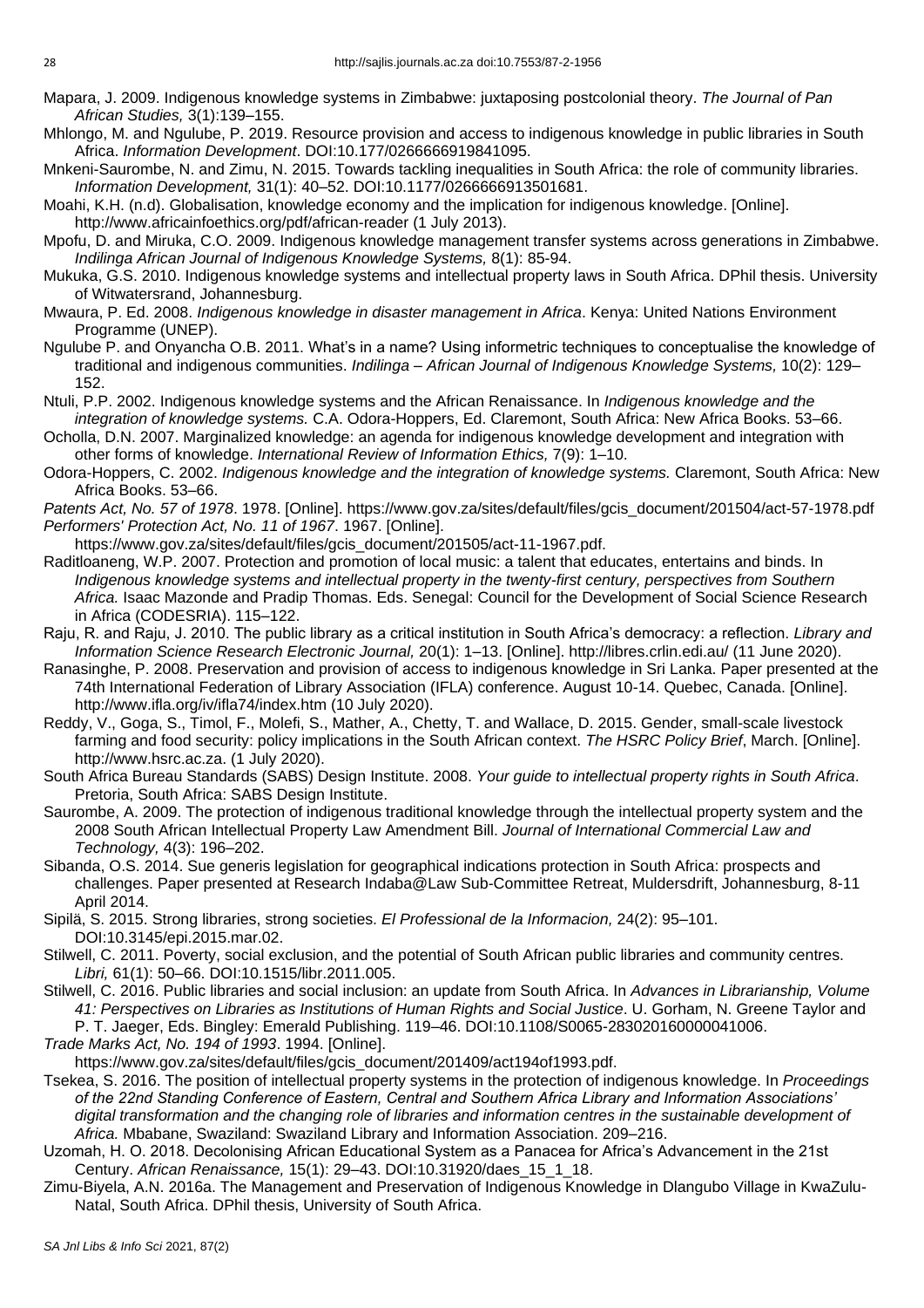Mapara, J. 2009. Indigenous knowledge systems in Zimbabwe: juxtaposing postcolonial theory. *The Journal of Pan African Studies,* 3(1):139–155.

Mhlongo, M. and Ngulube, P. 2019. Resource provision and access to indigenous knowledge in public libraries in South Africa. *Information Development*. DOI:10.177/0266666919841095.

Mnkeni-Saurombe, N. and Zimu, N. 2015. Towards tackling inequalities in South Africa: the role of community libraries. *Information Development,* 31(1): 40–52. DOI:10.1177/0266666913501681.

Moahi, K.H. (n.d). Globalisation, knowledge economy and the implication for indigenous knowledge. [Online]. http://www.africainfoethics.org/pdf/african-reader (1 July 2013).

Mpofu, D. and Miruka, C.O. 2009. Indigenous knowledge management transfer systems across generations in Zimbabwe. *Indilinga African Journal of Indigenous Knowledge Systems,* 8(1): 85-94.

Mukuka, G.S. 2010. Indigenous knowledge systems and intellectual property laws in South Africa. DPhil thesis. University of Witwatersrand, Johannesburg.

Mwaura, P. Ed. 2008. *Indigenous knowledge in disaster management in Africa*. Kenya: United Nations Environment Programme (UNEP).

Ngulube P. and Onyancha O.B. 2011. What's in a name? Using informetric techniques to conceptualise the knowledge of traditional and indigenous communities. *Indilinga – African Journal of Indigenous Knowledge Systems,* 10(2): 129–152.

Ntuli, P.P. 2002. Indigenous knowledge systems and the African Renaissance. In *Indigenous knowledge and the integration of knowledge systems.* C.A. Odora-Hoppers, Ed. Claremont, South Africa: New Africa Books. 53–66.

Ocholla, D.N. 2007. Marginalized knowledge: an agenda for indigenous knowledge development and integration with other forms of knowledge. *International Review of Information Ethics,* 7(9): 1–10.

Odora-Hoppers, C. 2002. *Indigenous knowledge and the integration of knowledge systems.* Claremont, South Africa: New Africa Books. 53–66.

*Patents Act, No. 57 of 1978*. 1978. [Online]. https://www.gov.za/sites/default/files/gcis_document/201504/act-57-1978.pdf

*Performers' Protection Act, No. 11 of 1967*. 1967. [Online]. https://www.gov.za/sites/default/files/gcis_document/201505/act-11-1967.pdf.

Raditloaneng, W.P. 2007. Protection and promotion of local music: a talent that educates, entertains and binds. In *Indigenous knowledge systems and intellectual property in the twenty-first century, perspectives from Southern Africa.* Isaac Mazonde and Pradip Thomas. Eds. Senegal: Council for the Development of Social Science Research in Africa (CODESRIA). 115–122.

Raju, R. and Raju, J. 2010. The public library as a critical institution in South Africa's democracy: a reflection. *Library and Information Science Research Electronic Journal,* 20(1): 1–13. [Online]. http://libres.crlin.edi.au/ (11 June 2020).

Ranasinghe, P. 2008. Preservation and provision of access to indigenous knowledge in Sri Lanka. Paper presented at the 74th International Federation of Library Association (IFLA) conference. August 10-14. Quebec, Canada. [Online]. http://www.ifla.org/iv/ifla74/index.htm (10 July 2020).

Reddy, V., Goga, S., Timol, F., Molefi, S., Mather, A., Chetty, T. and Wallace, D. 2015. Gender, small-scale livestock farming and food security: policy implications in the South African context. *The HSRC Policy Brief*, March. [Online]. http://www.hsrc.ac.za. (1 July 2020).

South Africa Bureau Standards (SABS) Design Institute. 2008. *Your guide to intellectual property rights in South Africa*. Pretoria, South Africa: SABS Design Institute.

Saurombe, A. 2009. The protection of indigenous traditional knowledge through the intellectual property system and the 2008 South African Intellectual Property Law Amendment Bill. *Journal of International Commercial Law and Technology,* 4(3): 196–202.

Sibanda, O.S. 2014. Sue generis legislation for geographical indications protection in South Africa: prospects and challenges. Paper presented at Research Indaba@Law Sub-Committee Retreat, Muldersdrift, Johannesburg, 8-11 April 2014.

Sipilä, S. 2015. Strong libraries, strong societies*. El Professional de la Informacion,* 24(2): 95–101. DOI:10.3145/epi.2015.mar.02.

Stilwell, C. 2011. Poverty, social exclusion, and the potential of South African public libraries and community centres. *Libri,* 61(1): 50–66. DOI:10.1515/libr.2011.005.

Stilwell, C. 2016. Public libraries and social inclusion: an update from South Africa. In *Advances in Librarianship, Volume 41: Perspectives on Libraries as Institutions of Human Rights and Social Justice*. U. Gorham, N. Greene Taylor and P. T. Jaeger, Eds. Bingley: Emerald Publishing. 119–46. DOI:10.1108/S0065-283020160000041006.

*Trade Marks Act, No. 194 of 1993*. 1994. [Online]. https://www.gov.za/sites/default/files/gcis_document/201409/act194of1993.pdf.

Tsekea, S. 2016. The position of intellectual property systems in the protection of indigenous knowledge. In *Proceedings of the 22nd Standing Conference of Eastern, Central and Southern Africa Library and Information Associations' digital transformation and the changing role of libraries and information centres in the sustainable development of Africa.* Mbabane, Swaziland: Swaziland Library and Information Association. 209–216.

Uzomah, H. O. 2018. Decolonising African Educational System as a Panacea for Africa's Advancement in the 21st Century. *African Renaissance,* 15(1): 29–43. DOI:10.31920/daes_15_1_18.

Zimu-Biyela, A.N. 2016a. The Management and Preservation of Indigenous Knowledge in Dlangubo Village in KwaZulu-Natal, South Africa. DPhil thesis, University of South Africa.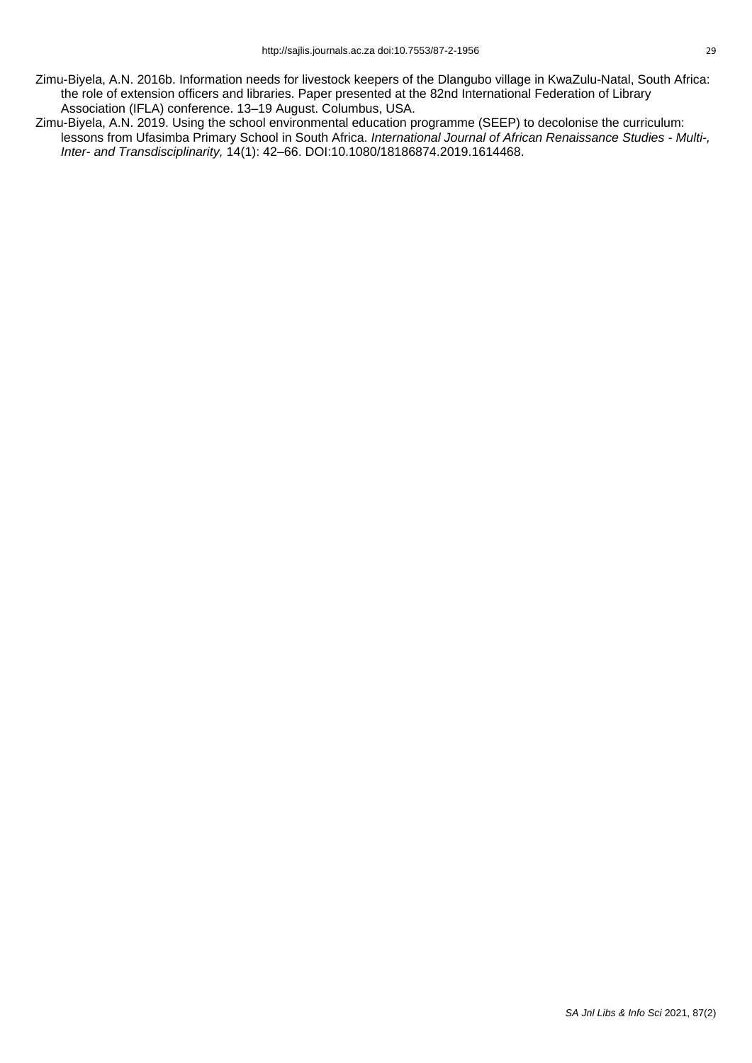Zimu-Biyela, A.N. 2016b. Information needs for livestock keepers of the Dlangubo village in KwaZulu-Natal, South Africa: the role of extension officers and libraries. Paper presented at the 82nd International Federation of Library Association (IFLA) conference. 13–19 August. Columbus, USA.

Zimu-Biyela, A.N. 2019. Using the school environmental education programme (SEEP) to decolonise the curriculum: lessons from Ufasimba Primary School in South Africa. *International Journal of African Renaissance Studies - Multi-, Inter- and Transdisciplinarity,* 14(1): 42–66. DOI:10.1080/18186874.2019.1614468.